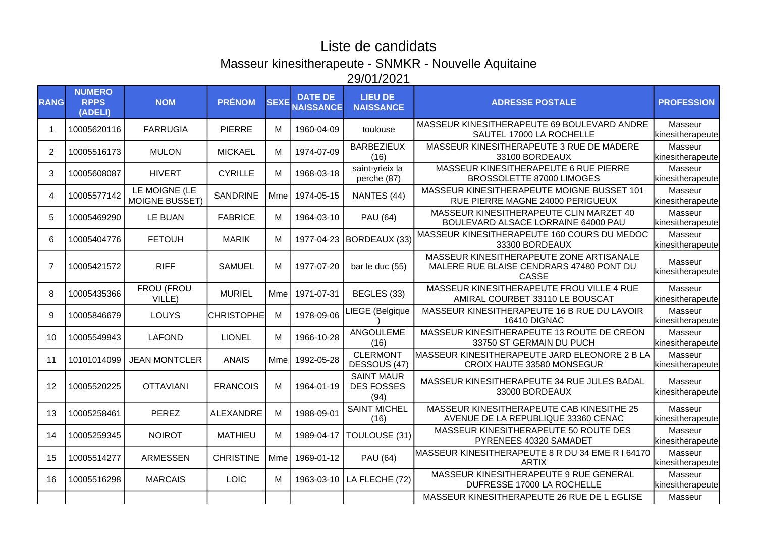# Liste de candidats

## Masseur kinesitherapeute - SNMKR - Nouvelle Aquitaine

## 29/01/2021

| RANG | NUMERO RPPS (ADELI) | NOM | PRÉNOM | SEXE | DATE DE NAISSANCE | LIEU DE NAISSANCE | ADRESSE POSTALE | PROFESSION |
|---|---|---|---|---|---|---|---|---|
| 1 | 10005620116 | FARRUGIA | PIERRE | M | 1960-04-09 | toulouse | MASSEUR KINESITHERAPEUTE 69 BOULEVARD ANDRE SAUTEL 17000 LA ROCHELLE | Masseur kinesitherapeute |
| 2 | 10005516173 | MULON | MICKAEL | M | 1974-07-09 | BARBEZIEUX (16) | MASSEUR KINESITHERAPEUTE 3 RUE DE MADERE 33100 BORDEAUX | Masseur kinesitherapeute |
| 3 | 10005608087 | HIVERT | CYRILLE | M | 1968-03-18 | saint-yrieix la perche (87) | MASSEUR KINESITHERAPEUTE 6 RUE PIERRE BROSSOLETTE 87000 LIMOGES | Masseur kinesitherapeute |
| 4 | 10005577142 | LE MOIGNE (LE MOIGNE BUSSET) | SANDRINE | Mme | 1974-05-15 | NANTES (44) | MASSEUR KINESITHERAPEUTE MOIGNE BUSSET 101 RUE PIERRE MAGNE 24000 PERIGUEUX | Masseur kinesitherapeute |
| 5 | 10005469290 | LE BUAN | FABRICE | M | 1964-03-10 | PAU (64) | MASSEUR KINESITHERAPEUTE CLIN MARZET 40 BOULEVARD ALSACE LORRAINE 64000 PAU | Masseur kinesitherapeute |
| 6 | 10005404776 | FETOUH | MARIK | M | 1977-04-23 | BORDEAUX (33) | MASSEUR KINESITHERAPEUTE 160 COURS DU MEDOC 33300 BORDEAUX | Masseur kinesitherapeute |
| 7 | 10005421572 | RIFF | SAMUEL | M | 1977-07-20 | bar le duc (55) | MASSEUR KINESITHERAPEUTE ZONE ARTISANALE MALERE RUE BLAISE CENDRARS 47480 PONT DU CASSE | Masseur kinesitherapeute |
| 8 | 10005435366 | FROU (FROU VILLE) | MURIEL | Mme | 1971-07-31 | BEGLES (33) | MASSEUR KINESITHERAPEUTE FROU VILLE 4 RUE AMIRAL COURBET 33110 LE BOUSCAT | Masseur kinesitherapeute |
| 9 | 10005846679 | LOUYS | CHRISTOPHE | M | 1978-09-06 | LIEGE (Belgique ) | MASSEUR KINESITHERAPEUTE 16 B RUE DU LAVOIR 16410 DIGNAC | Masseur kinesitherapeute |
| 10 | 10005549943 | LAFOND | LIONEL | M | 1966-10-28 | ANGOULEME (16) | MASSEUR KINESITHERAPEUTE 13 ROUTE DE CREON 33750 ST GERMAIN DU PUCH | Masseur kinesitherapeute |
| 11 | 10101014099 | JEAN MONTCLER | ANAIS | Mme | 1992-05-28 | CLERMONT DESSOUS (47) | MASSEUR KINESITHERAPEUTE JARD ELEONORE 2 B LA CROIX HAUTE 33580 MONSEGUR | Masseur kinesitherapeute |
| 12 | 10005520225 | OTTAVIANI | FRANCOIS | M | 1964-01-19 | SAINT MAUR DES FOSSES (94) | MASSEUR KINESITHERAPEUTE 34 RUE JULES BADAL 33000 BORDEAUX | Masseur kinesitherapeute |
| 13 | 10005258461 | PEREZ | ALEXANDRE | M | 1988-09-01 | SAINT MICHEL (16) | MASSEUR KINESITHERAPEUTE CAB KINESITHE 25 AVENUE DE LA REPUBLIQUE 33360 CENAC | Masseur kinesitherapeute |
| 14 | 10005259345 | NOIROT | MATHIEU | M | 1989-04-17 | TOULOUSE (31) | MASSEUR KINESITHERAPEUTE 50 ROUTE DES PYRENEES 40320 SAMADET | Masseur kinesitherapeute |
| 15 | 10005514277 | ARMESSEN | CHRISTINE | Mme | 1969-01-12 | PAU (64) | MASSEUR KINESITHERAPEUTE 8 R DU 34 EME R I 64170 ARTIX | Masseur kinesitherapeute |
| 16 | 10005516298 | MARCAIS | LOIC | M | 1963-03-10 | LA FLECHE (72) | MASSEUR KINESITHERAPEUTE 9 RUE GENERAL DUFRESSE 17000 LA ROCHELLE | Masseur kinesitherapeute |
| | | | | | | | MASSEUR KINESITHERAPEUTE 26 RUE DE L EGLISE | Masseur |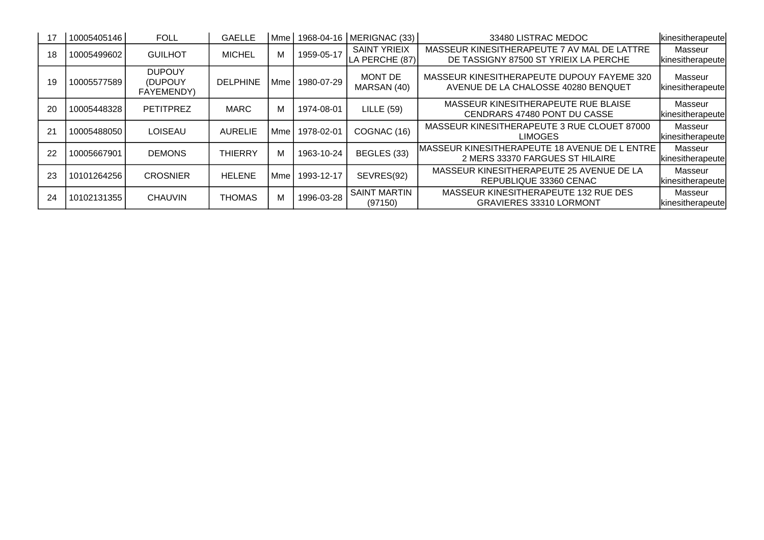| | | | | | | | | |
|---|---|---|---|---|---|---|---|---|
| 17 | 10005405146 | FOLL | GAELLE | Mme | 1968-04-16 | MERIGNAC (33) | 33480 LISTRAC MEDOC | kinesitherapeute |
| 18 | 10005499602 | GUILHOT | MICHEL | M | 1959-05-17 | SAINT YRIEIX LA PERCHE (87) | MASSEUR KINESITHERAPEUTE 7 AV MAL DE LATTRE DE TASSIGNY 87500 ST YRIEIX LA PERCHE | Masseur kinesitherapeute |
| 19 | 10005577589 | DUPOUY (DUPOUY FAYEMENDY) | DELPHINE | Mme | 1980-07-29 | MONT DE MARSAN (40) | MASSEUR KINESITHERAPEUTE DUPOUY FAYEME 320 AVENUE DE LA CHALOSSE 40280 BENQUET | Masseur kinesitherapeute |
| 20 | 10005448328 | PETITPREZ | MARC | M | 1974-08-01 | LILLE (59) | MASSEUR KINESITHERAPEUTE RUE BLAISE CENDRARS 47480 PONT DU CASSE | Masseur kinesitherapeute |
| 21 | 10005488050 | LOISEAU | AURELIE | Mme | 1978-02-01 | COGNAC (16) | MASSEUR KINESITHERAPEUTE 3 RUE CLOUET 87000 LIMOGES | Masseur kinesitherapeute |
| 22 | 10005667901 | DEMONS | THIERRY | M | 1963-10-24 | BEGLES (33) | MASSEUR KINESITHERAPEUTE 18 AVENUE DE L ENTRE 2 MERS 33370 FARGUES ST HILAIRE | Masseur kinesitherapeute |
| 23 | 10101264256 | CROSNIER | HELENE | Mme | 1993-12-17 | SEVRES(92) | MASSEUR KINESITHERAPEUTE 25 AVENUE DE LA REPUBLIQUE 33360 CENAC | Masseur kinesitherapeute |
| 24 | 10102131355 | CHAUVIN | THOMAS | M | 1996-03-28 | SAINT MARTIN (97150) | MASSEUR KINESITHERAPEUTE 132 RUE DES GRAVIERES 33310 LORMONT | Masseur kinesitherapeute |